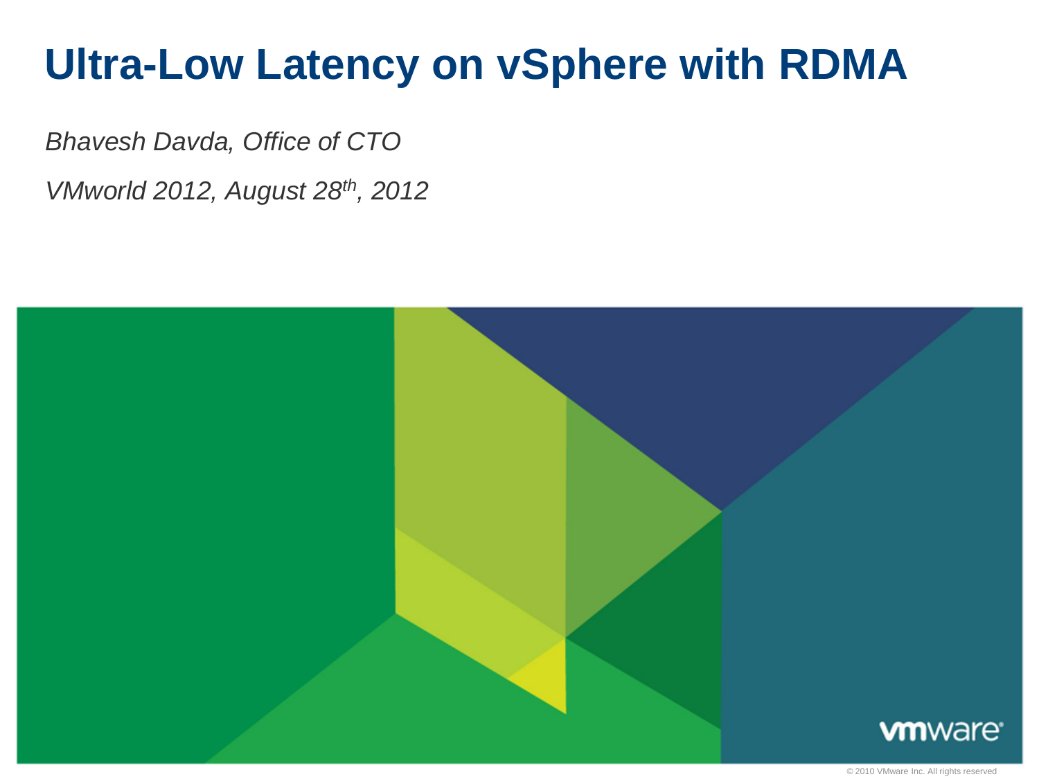# Ultra-Low Latency on vSphere with RDMA

*Bhavesh Davda, Office of CTO*

*VMworld 2012, August 28th, 2012*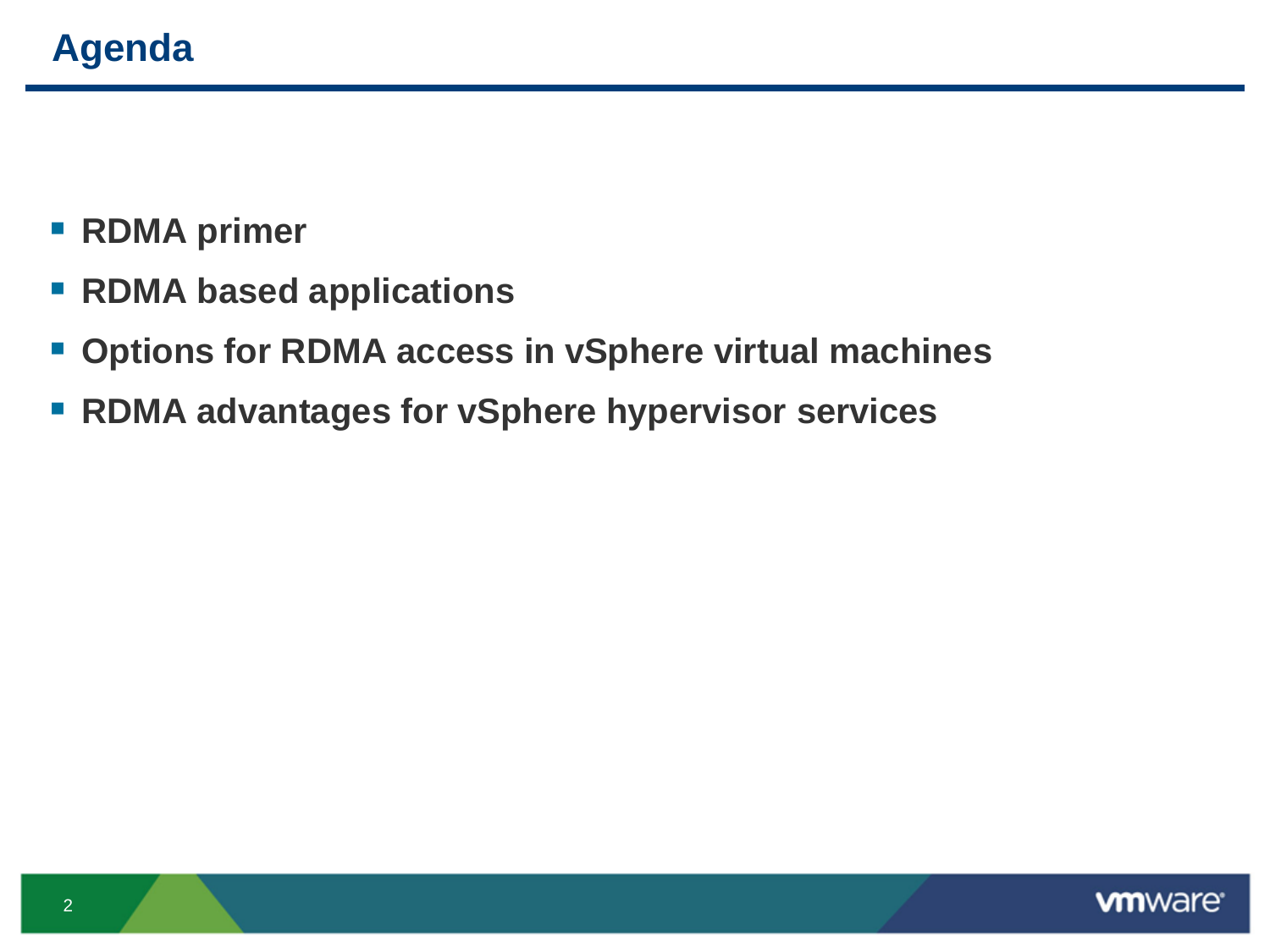# Agenda

- **RDMA primer**
- **RDMA based applications**
- **Options for RDMA access in vSphere virtual machines**
- **RDMA advantages for vSphere hypervisor services**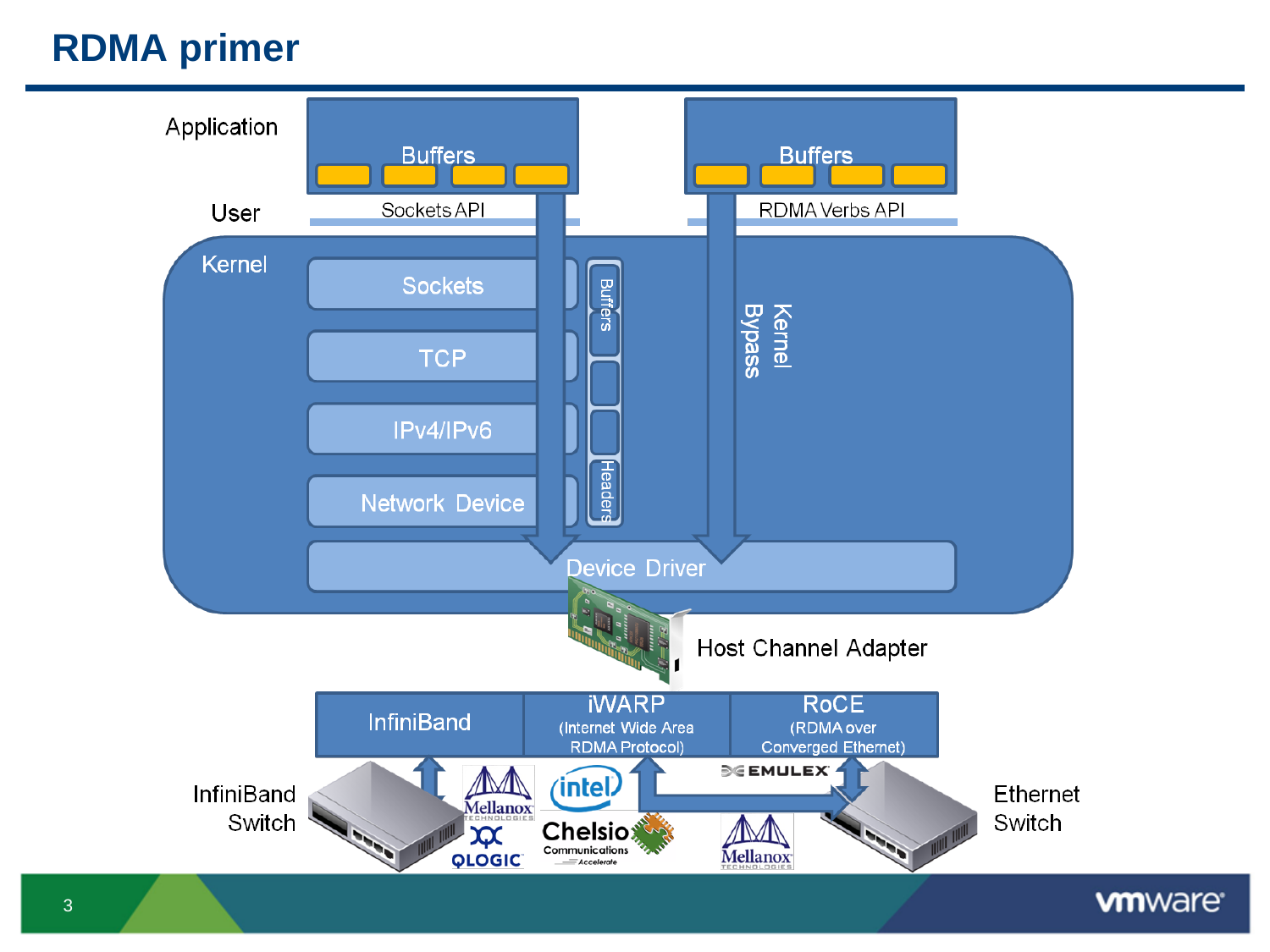# RDMA primer

Application

User

Buffers

Sockets API

Buffers

RDMA Verbs API

Kernel

Sockets

TCP

IPv4/IPv6

Network Device

Buffers

Headers

Kernel Bypass

Device Driver

Host Channel Adapter

| InfiniBand | iWARP (Internet Wide Area RDMA Protocol) | RoCE (RDMA over Converged Ethernet) |
|---|---|---|

InfiniBand Switch

Ethernet Switch

Mellanox Technologies, QLogic, intel, Chelsio Communications, Emulex, Mellanox Technologies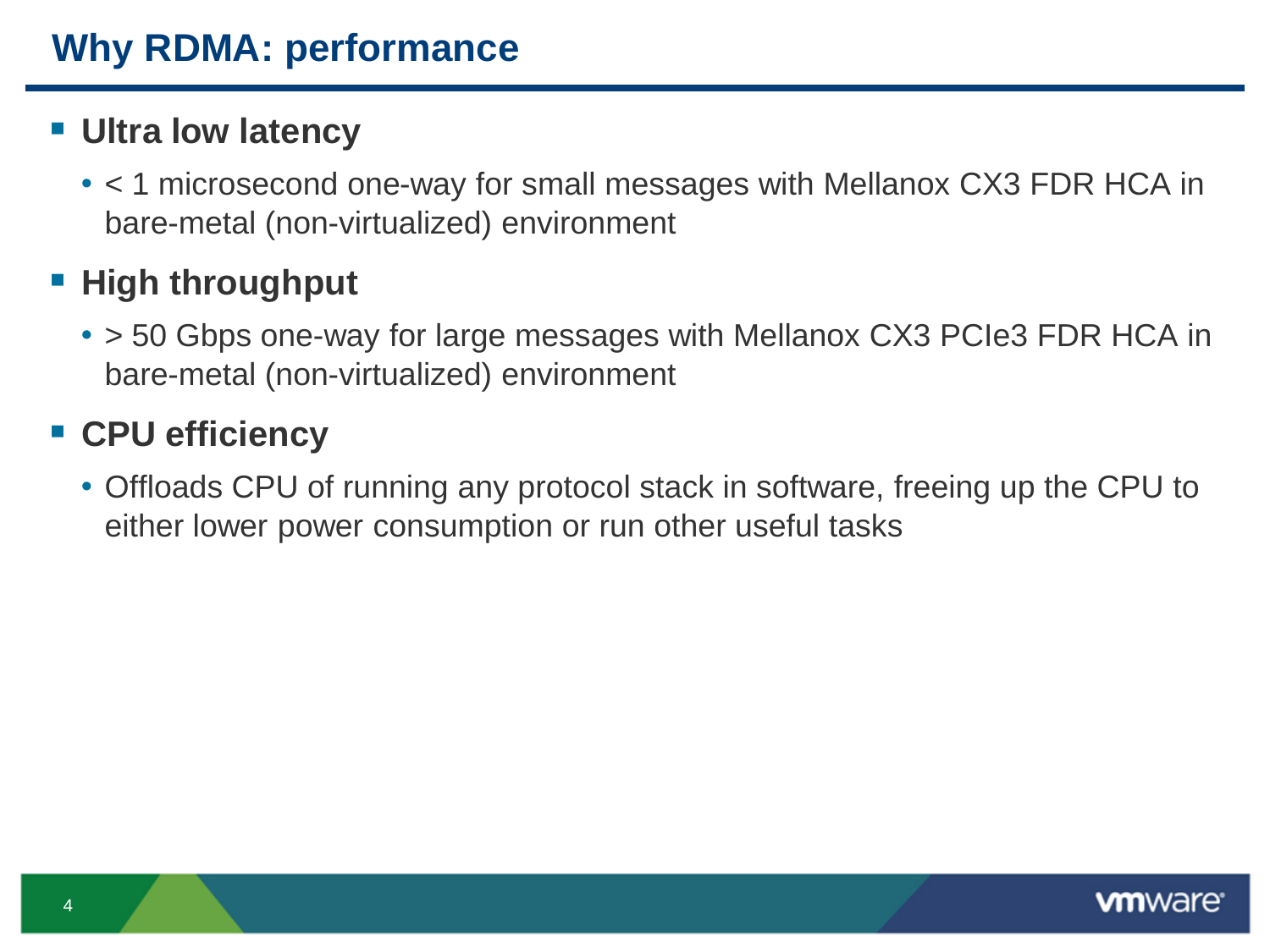# Why RDMA: performance

- **Ultra low latency**
  - < 1 microsecond one-way for small messages with Mellanox CX3 FDR HCA in bare-metal (non-virtualized) environment
- **High throughput**
  - > 50 Gbps one-way for large messages with Mellanox CX3 PCIe3 FDR HCA in bare-metal (non-virtualized) environment
- **CPU efficiency**
  - Offloads CPU of running any protocol stack in software, freeing up the CPU to either lower power consumption or run other useful tasks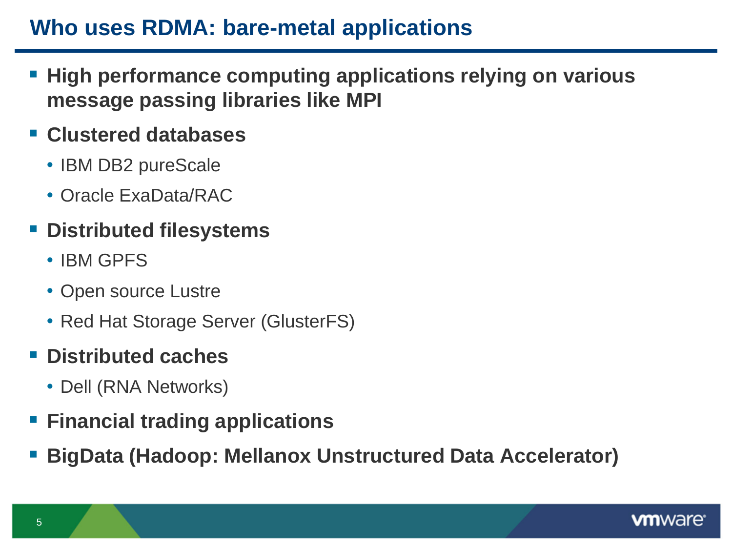# Who uses RDMA: bare-metal applications

- **High performance computing applications relying on various message passing libraries like MPI**
- **Clustered databases**
  - IBM DB2 pureScale
  - Oracle ExaData/RAC
- **Distributed filesystems**
  - IBM GPFS
  - Open source Lustre
  - Red Hat Storage Server (GlusterFS)
- **Distributed caches**
  - Dell (RNA Networks)
- **Financial trading applications**
- **BigData (Hadoop: Mellanox Unstructured Data Accelerator)**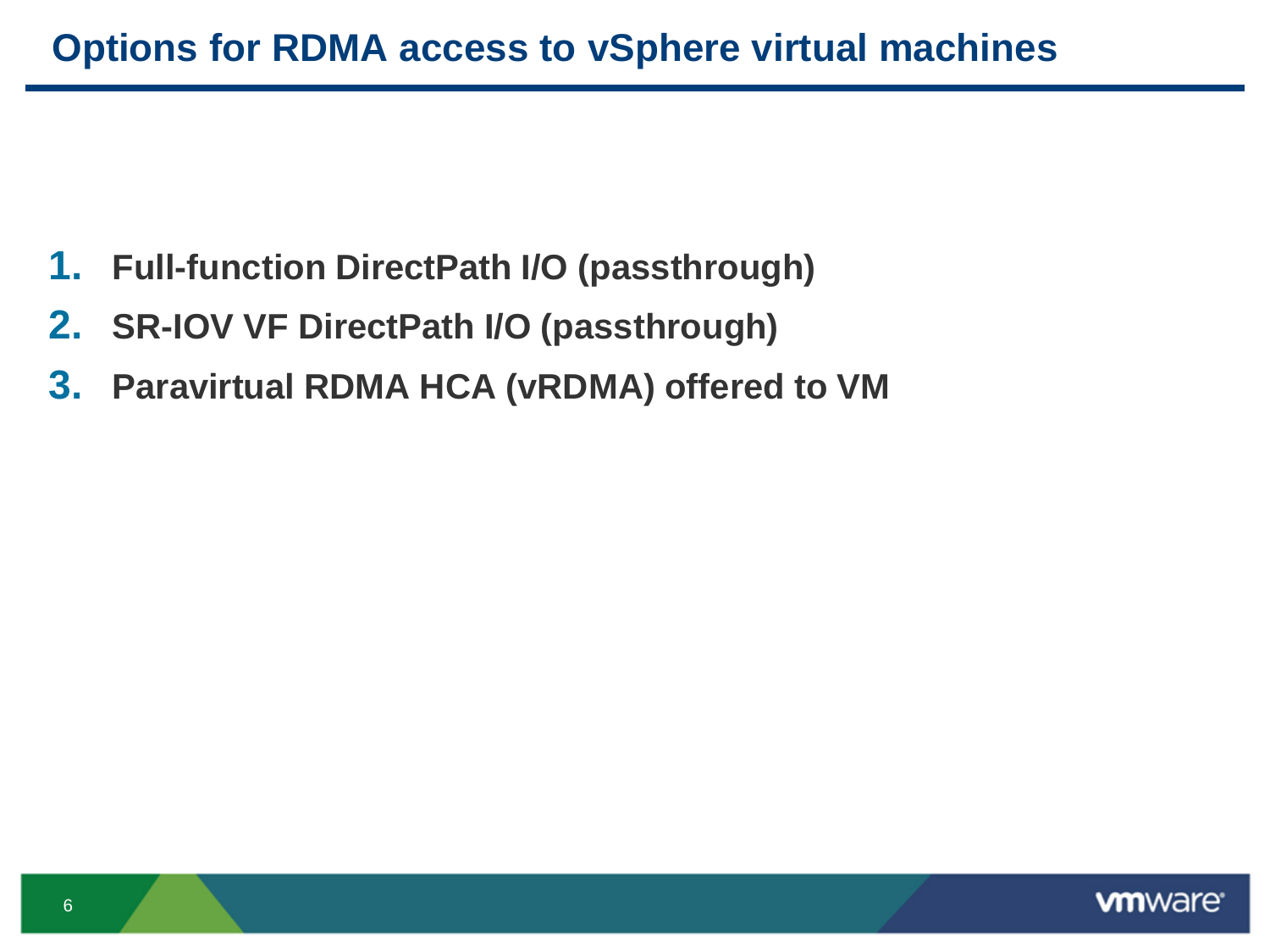# Options for RDMA access to vSphere virtual machines

1. **Full-function DirectPath I/O (passthrough)**
2. **SR-IOV VF DirectPath I/O (passthrough)**
3. **Paravirtual RDMA HCA (vRDMA) offered to VM**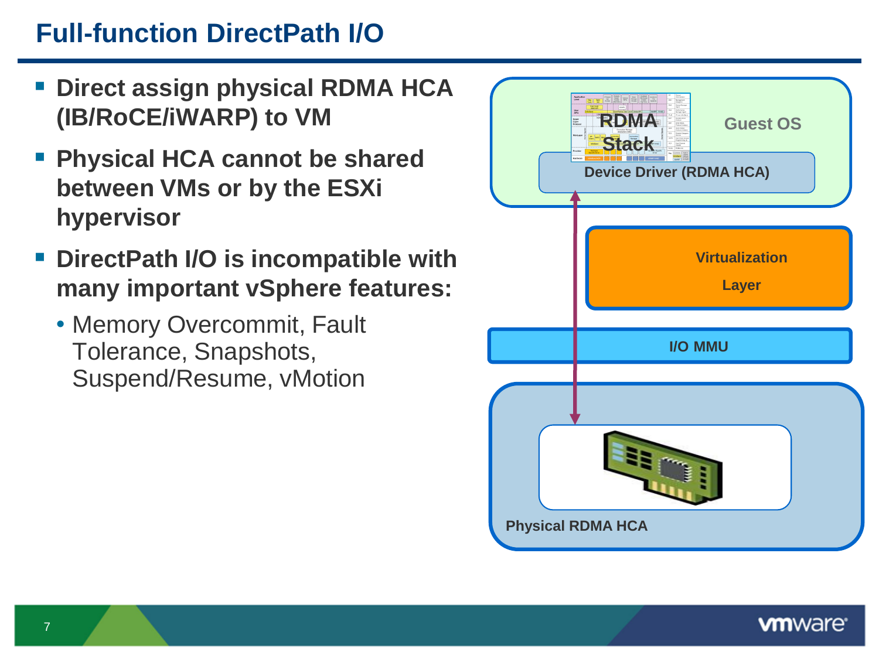# Full-function DirectPath I/O

- **Direct assign physical RDMA HCA (IB/RoCE/iWARP) to VM**
- **Physical HCA cannot be shared between VMs or by the ESXi hypervisor**
- **DirectPath I/O is incompatible with many important vSphere features:**
  - Memory Overcommit, Fault Tolerance, Snapshots, Suspend/Resume, vMotion

Guest OS

RDMA Stack

Device Driver (RDMA HCA)

Virtualization Layer

I/O MMU

Physical RDMA HCA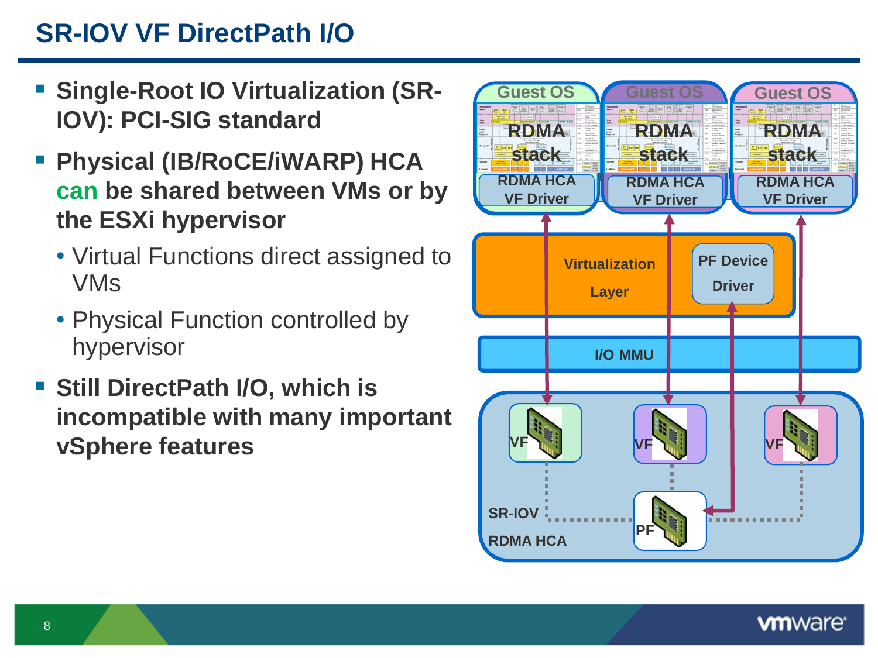# SR-IOV VF DirectPath I/O

- **Single-Root IO Virtualization (SR-IOV): PCI-SIG standard**
- **Physical (IB/RoCE/iWARP) HCA can be shared between VMs or by the ESXi hypervisor**
  - Virtual Functions direct assigned to VMs
  - Physical Function controlled by hypervisor
- **Still DirectPath I/O, which is incompatible with many important vSphere features**

Guest OS | Guest OS | Guest OS

RDMA stack | RDMA stack | RDMA stack

RDMA HCA VF Driver | RDMA HCA VF Driver | RDMA HCA VF Driver

Virtualization Layer

PF Device Driver

I/O MMU

VF | VF | VF

PF

SR-IOV RDMA HCA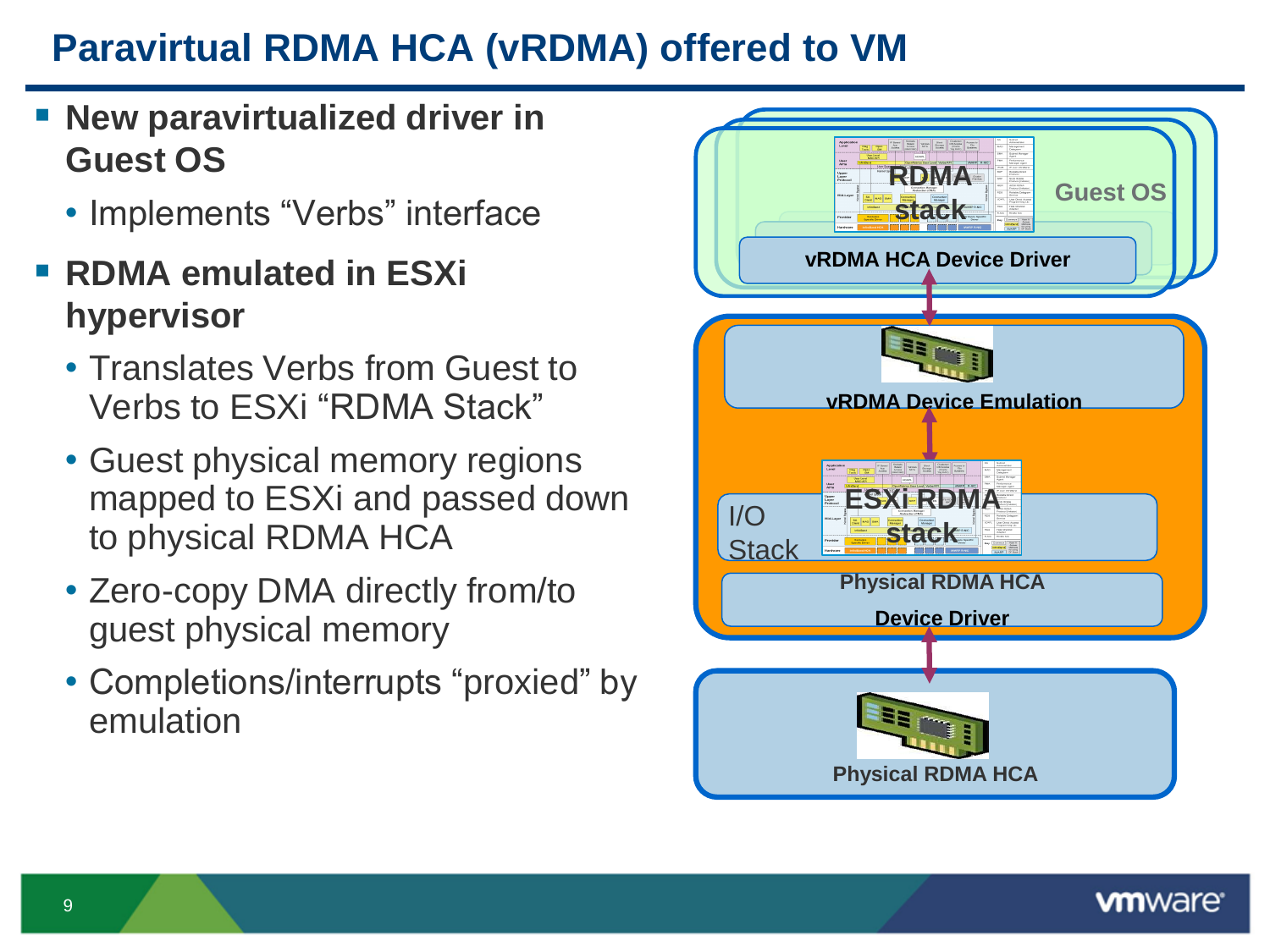# Paravirtual RDMA HCA (vRDMA) offered to VM

- **New paravirtualized driver in Guest OS**
  - Implements "Verbs" interface
- **RDMA emulated in ESXi hypervisor**
  - Translates Verbs from Guest to Verbs to ESXi "RDMA Stack"
  - Guest physical memory regions mapped to ESXi and passed down to physical RDMA HCA
  - Zero-copy DMA directly from/to guest physical memory
  - Completions/interrupts "proxied" by emulation

Guest OS

RDMA stack

vRDMA HCA Device Driver

vRDMA Device Emulation

I/O Stack

ESXi RDMA stack

Physical RDMA HCA Device Driver

Physical RDMA HCA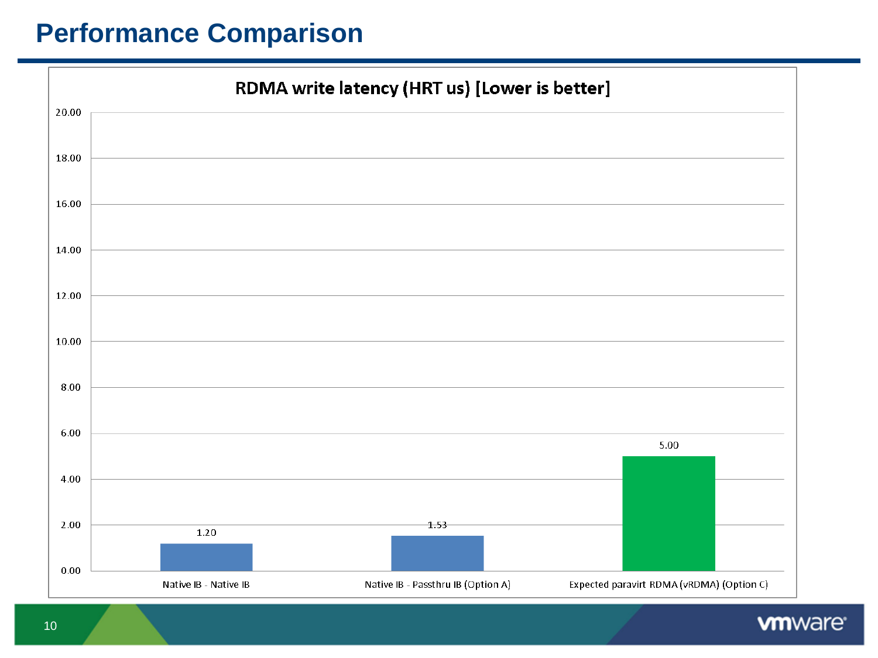# Performance Comparison

**RDMA write latency (HRT us) [Lower is better]**

| Configuration | Latency |
| --- | --- |
| Native IB - Native IB | 1.20 |
| Native IB - Passthru IB (Option A) | 1.53 |
| Expected paravirt RDMA (vRDMA) (Option C) | 5.00 |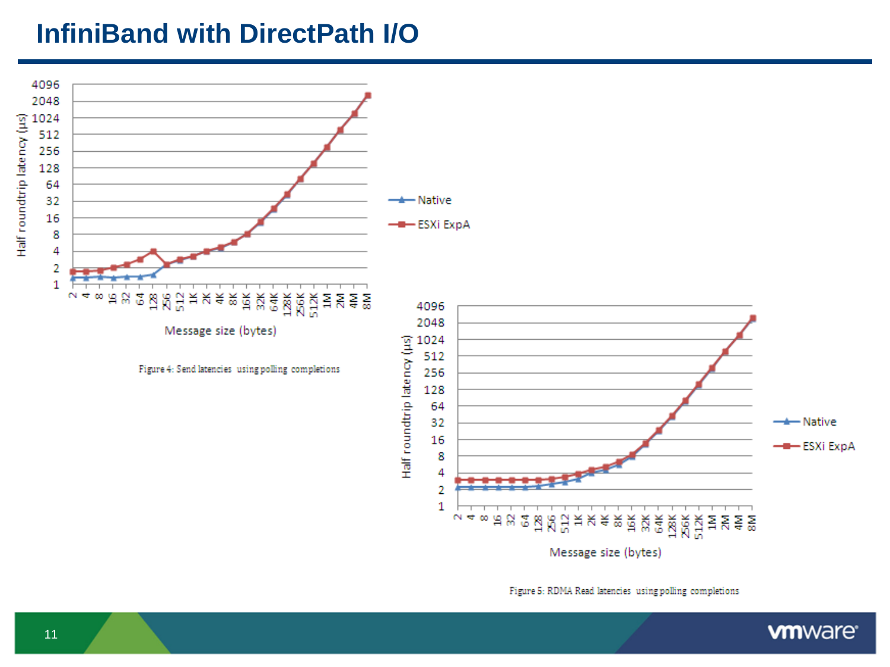# InfiniBand with DirectPath I/O

Figure 4: Send latencies using polling completions

Figure 5: RDMA Read latencies using polling completions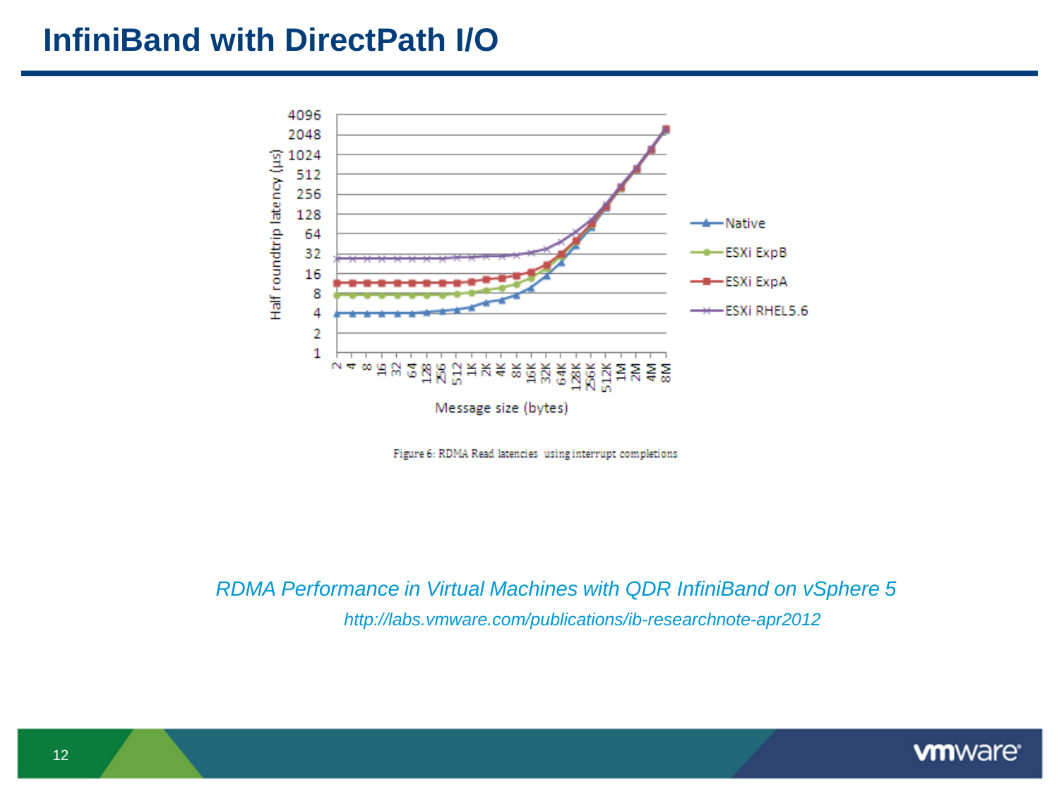# InfiniBand with DirectPath I/O

Figure 6: RDMA Read latencies using interrupt completions

*RDMA Performance in Virtual Machines with QDR InfiniBand on vSphere 5*

*http://labs.vmware.com/publications/ib-researchnote-apr2012*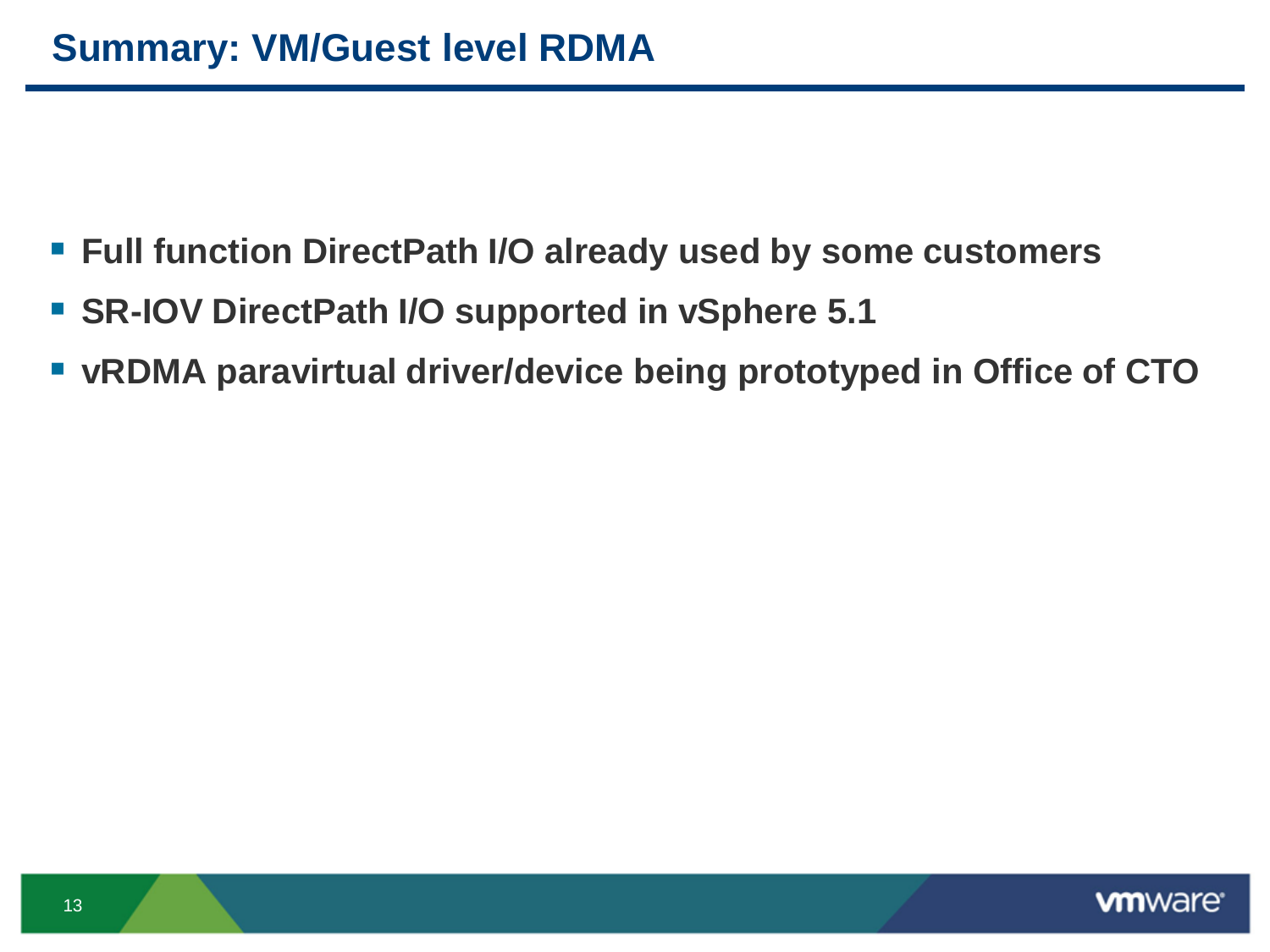# Summary: VM/Guest level RDMA

- **Full function DirectPath I/O already used by some customers**
- **SR-IOV DirectPath I/O supported in vSphere 5.1**
- **vRDMA paravirtual driver/device being prototyped in Office of CTO**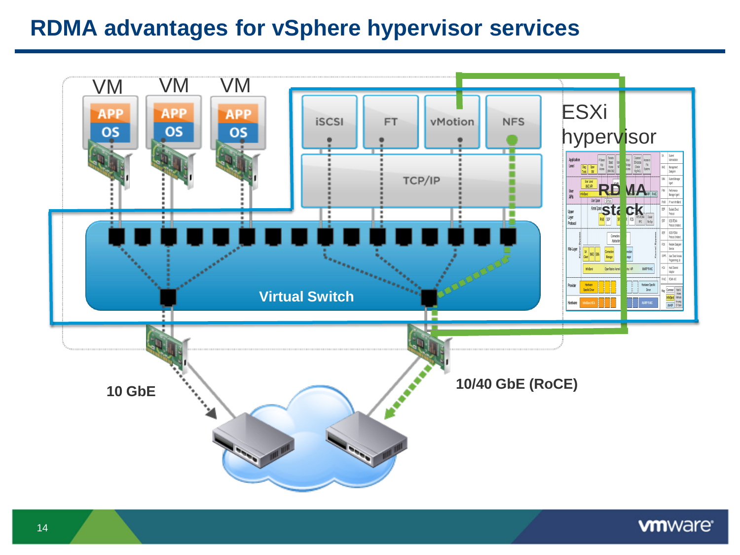# RDMA advantages for vSphere hypervisor services

VM VM VM

APP OS APP OS APP OS

iSCSI FT vMotion NFS

TCP/IP

ESXi hypervisor

RDMA stack

Virtual Switch

10 GbE

10/40 GbE (RoCE)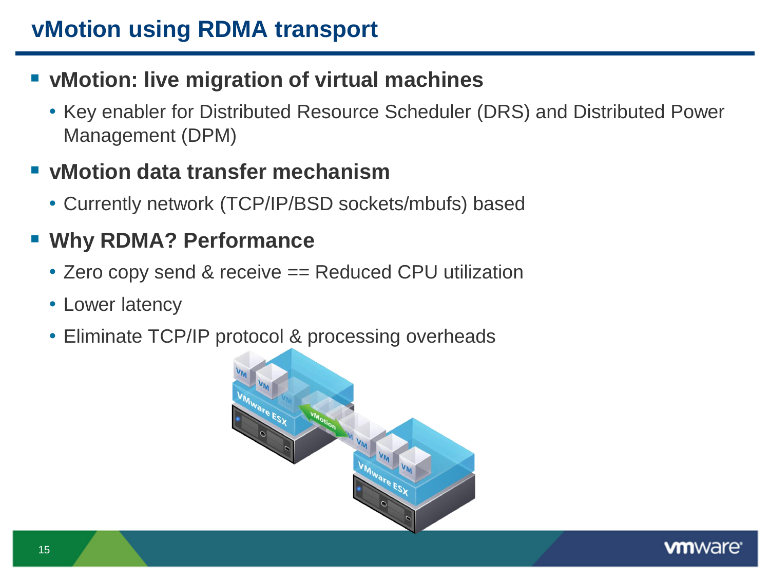# vMotion using RDMA transport

- **vMotion: live migration of virtual machines**
  - Key enabler for Distributed Resource Scheduler (DRS) and Distributed Power Management (DPM)
- **vMotion data transfer mechanism**
  - Currently network (TCP/IP/BSD sockets/mbufs) based
- **Why RDMA? Performance**
  - Zero copy send & receive == Reduced CPU utilization
  - Lower latency
  - Eliminate TCP/IP protocol & processing overheads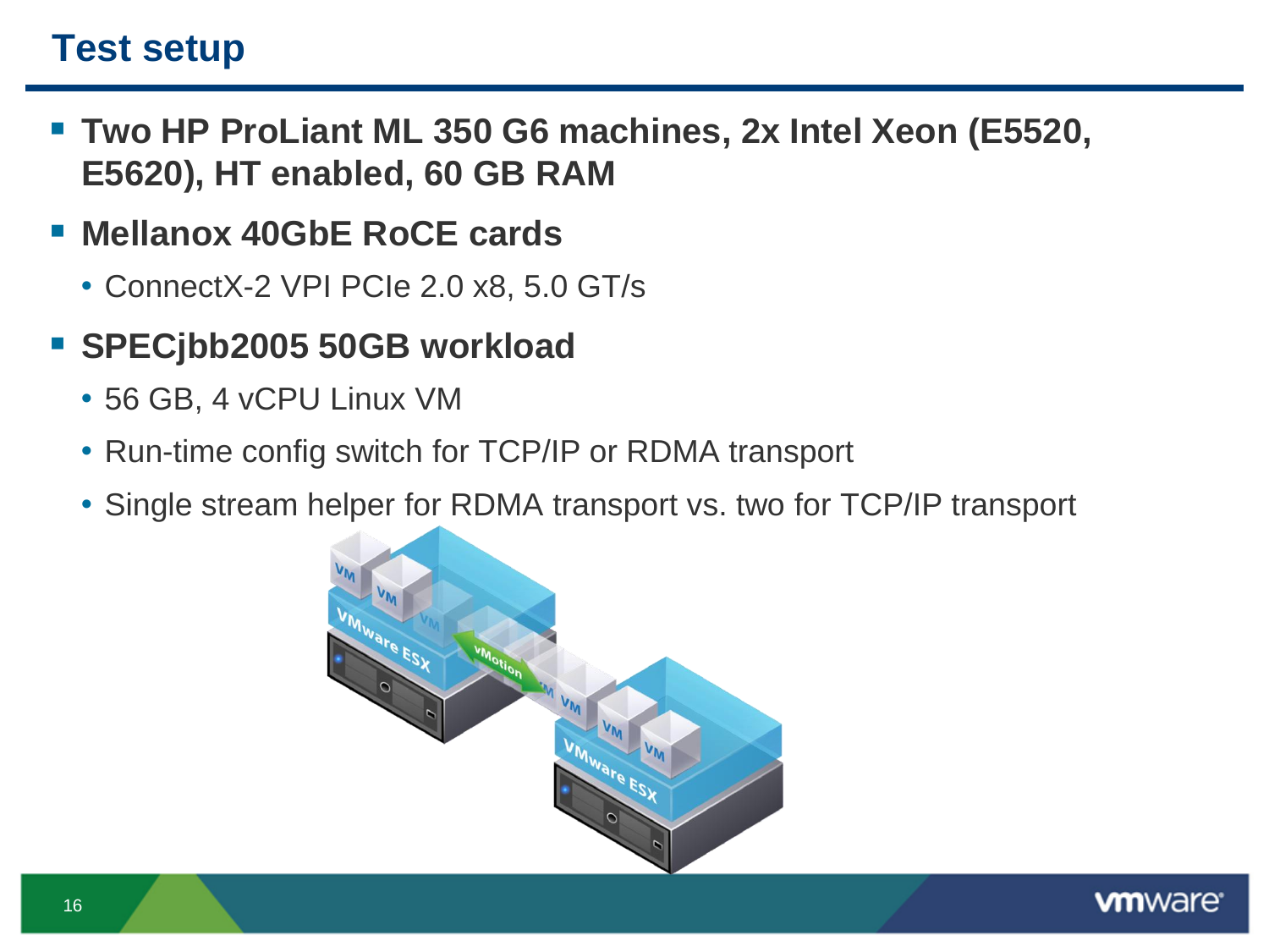# Test setup

- **Two HP ProLiant ML 350 G6 machines, 2x Intel Xeon (E5520, E5620), HT enabled, 60 GB RAM**
- **Mellanox 40GbE RoCE cards**
  - ConnectX-2 VPI PCIe 2.0 x8, 5.0 GT/s
- **SPECjbb2005 50GB workload**
  - 56 GB, 4 vCPU Linux VM
  - Run-time config switch for TCP/IP or RDMA transport
  - Single stream helper for RDMA transport vs. two for TCP/IP transport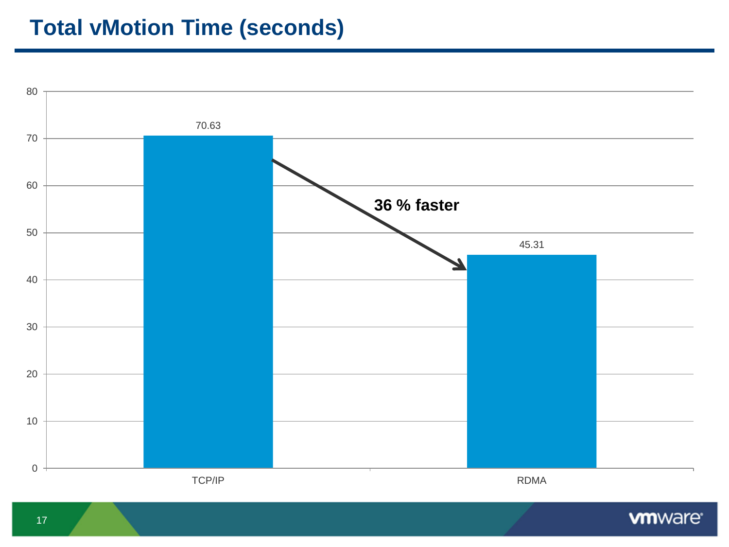# Total vMotion Time (seconds)

| | Total vMotion Time (seconds) |
|---|---|
| TCP/IP | 70.63 |
| RDMA | 45.31 |

**36 % faster**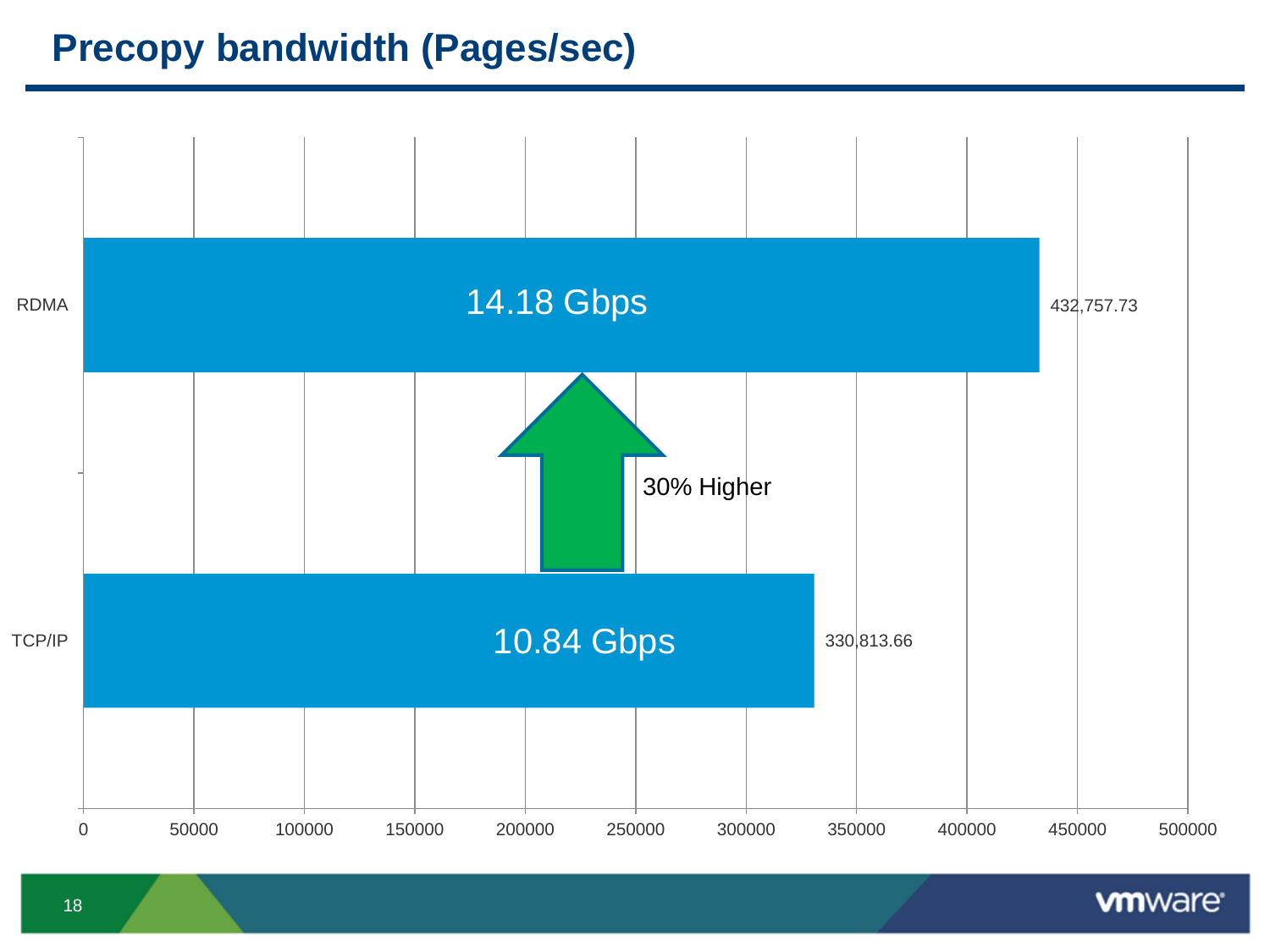# Precopy bandwidth (Pages/sec)

| | Pages/sec | Bandwidth |
|---|---|---|
| RDMA | 432,757.73 | 14.18 Gbps |
| TCP/IP | 330,813.66 | 10.84 Gbps |

30% Higher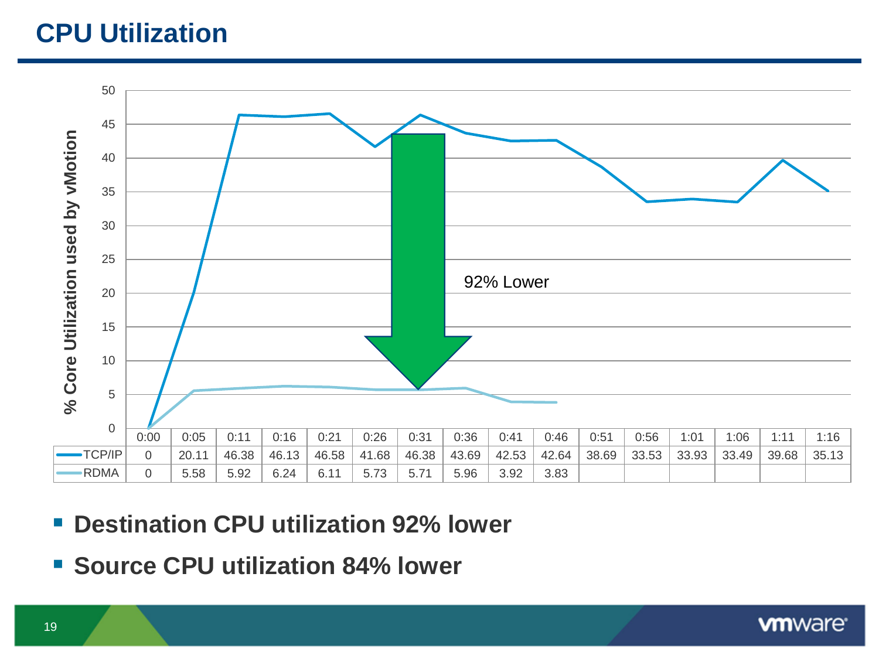# CPU Utilization

% Core Utilization used by vMotion

92% Lower

|  | 0:00 | 0:05 | 0:11 | 0:16 | 0:21 | 0:26 | 0:31 | 0:36 | 0:41 | 0:46 | 0:51 | 0:56 | 1:01 | 1:06 | 1:11 | 1:16 |
|---|---|---|---|---|---|---|---|---|---|---|---|---|---|---|---|---|
| TCP/IP | 0 | 20.11 | 46.38 | 46.13 | 46.58 | 41.68 | 46.38 | 43.69 | 42.53 | 42.64 | 38.69 | 33.53 | 33.93 | 33.49 | 39.68 | 35.13 |
| RDMA | 0 | 5.58 | 5.92 | 6.24 | 6.11 | 5.73 | 5.71 | 5.96 | 3.92 | 3.83 |  |  |  |  |  |  |

- **Destination CPU utilization 92% lower**
- **Source CPU utilization 84% lower**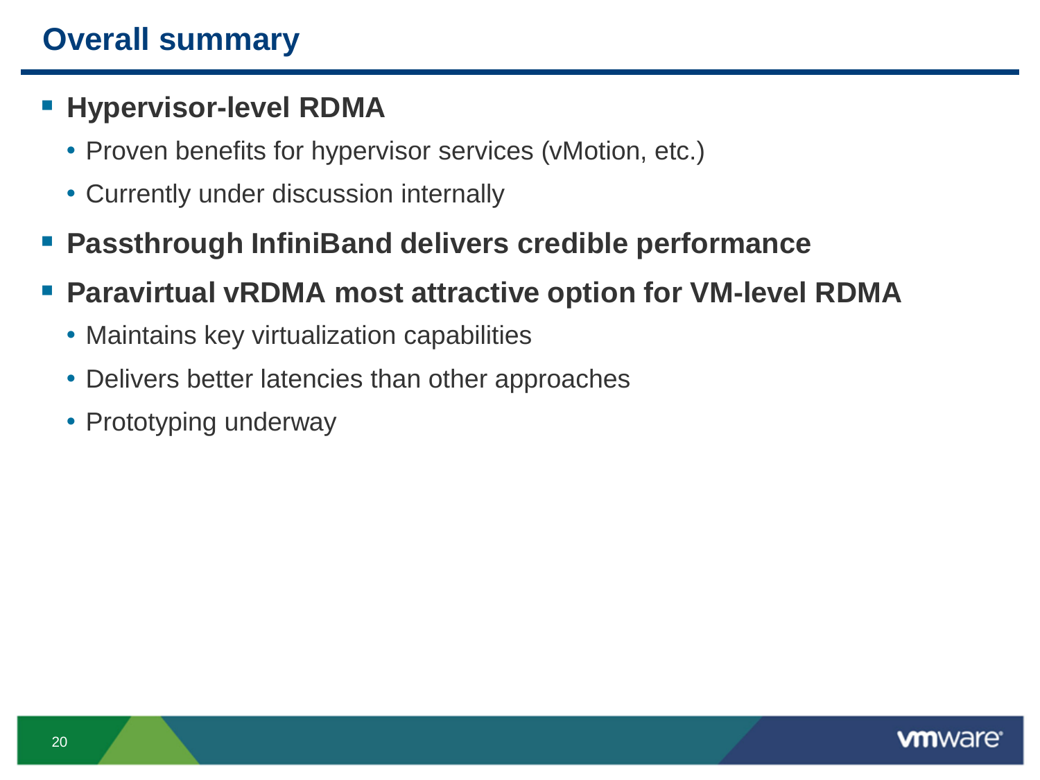# Overall summary

- **Hypervisor-level RDMA**
  - Proven benefits for hypervisor services (vMotion, etc.)
  - Currently under discussion internally
- **Passthrough InfiniBand delivers credible performance**
- **Paravirtual vRDMA most attractive option for VM-level RDMA**
  - Maintains key virtualization capabilities
  - Delivers better latencies than other approaches
  - Prototyping underway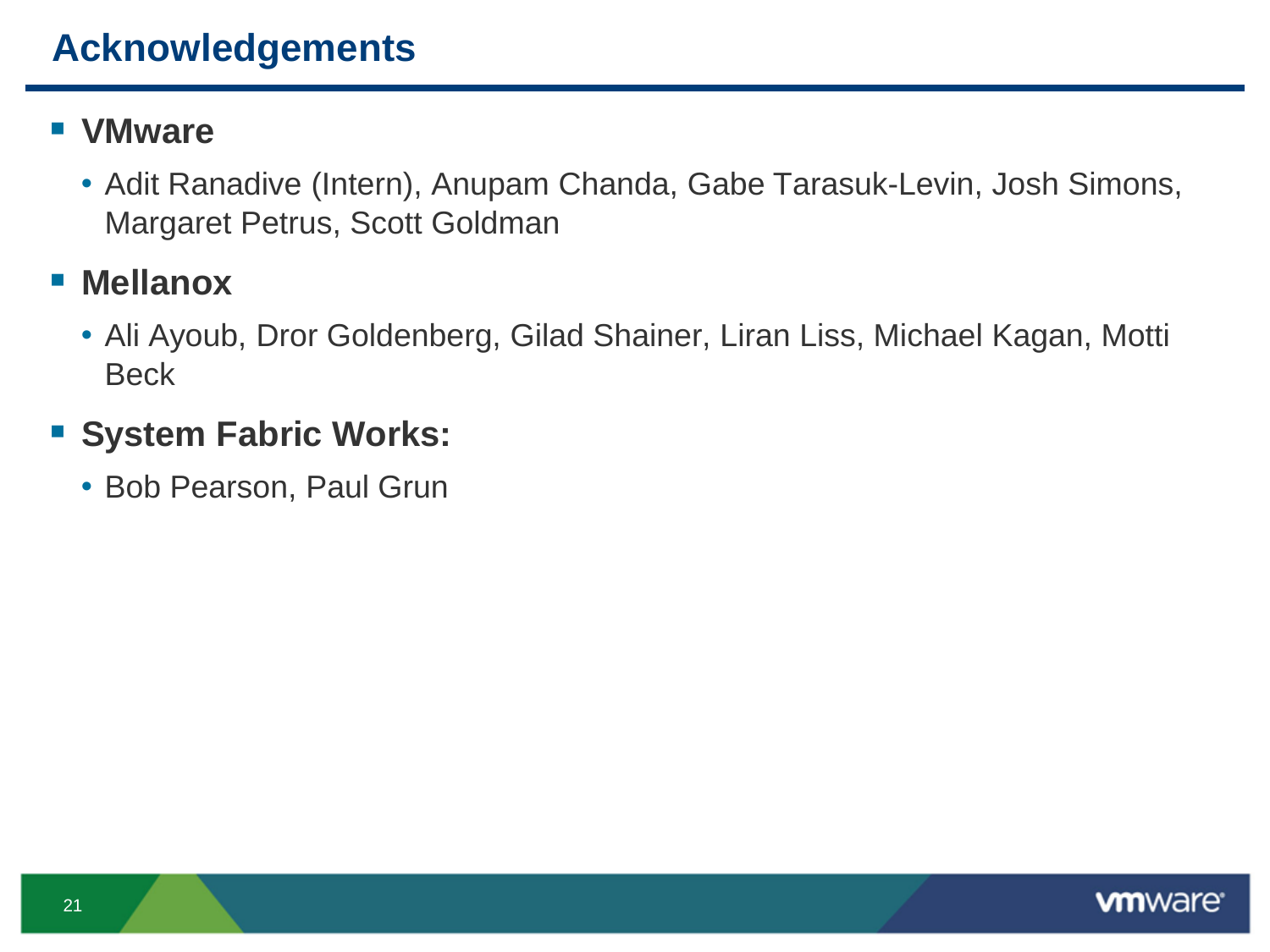# Acknowledgements

- **VMware**
  - Adit Ranadive (Intern), Anupam Chanda, Gabe Tarasuk-Levin, Josh Simons, Margaret Petrus, Scott Goldman
- **Mellanox**
  - Ali Ayoub, Dror Goldenberg, Gilad Shainer, Liran Liss, Michael Kagan, Motti Beck
- **System Fabric Works:**
  - Bob Pearson, Paul Grun